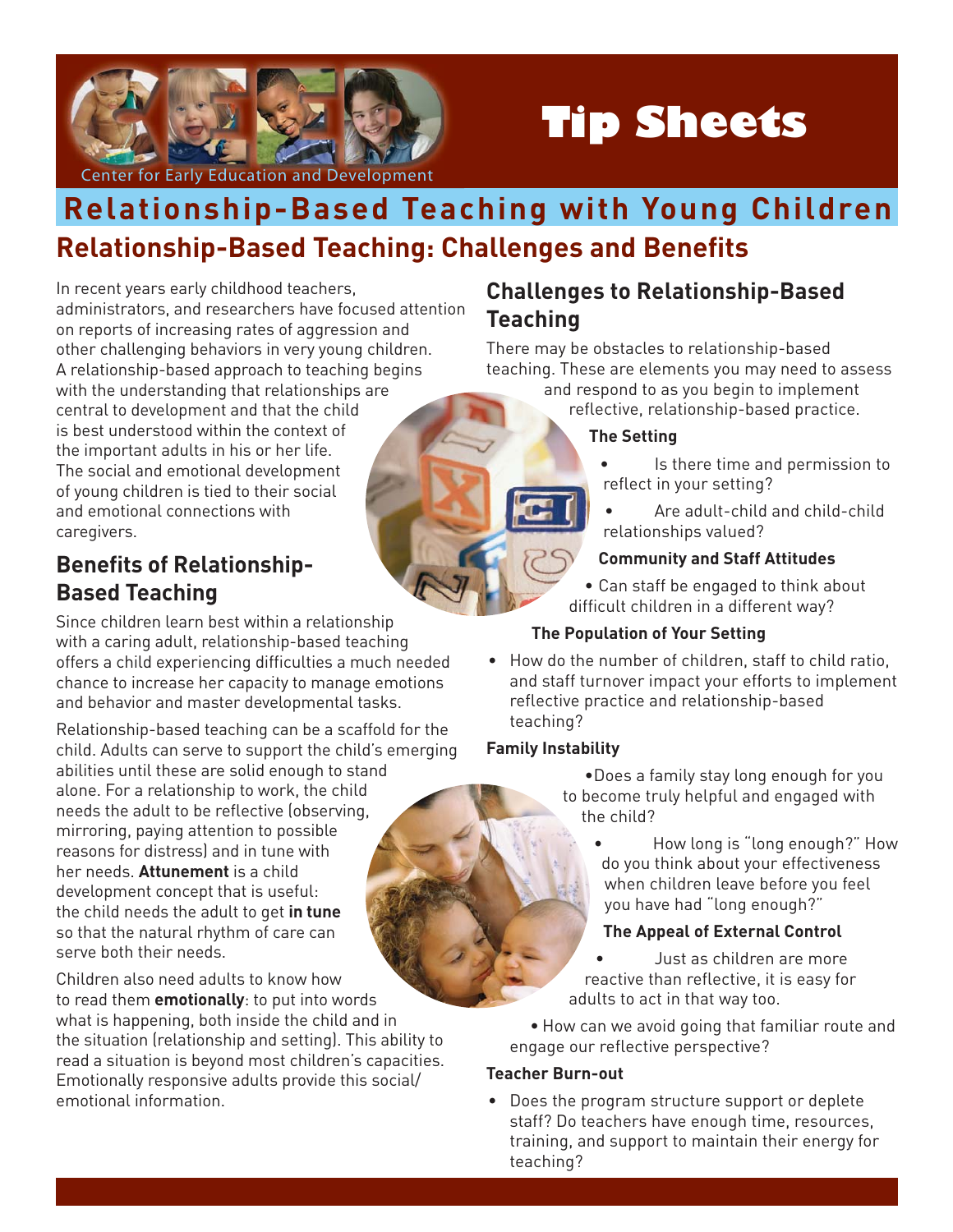Center for Early Education and Development

# Tip Sheets

## Relationship-Based Teaching with Young Children

## Relationship-Based Teaching: Challenges and Benefits

In recent years early childhood teachers, administrators, and researchers have focused attention on reports of increasing rates of aggression and other challenging behaviors in very young children. A relationship-based approach to teaching begins with the understanding that relationships are central to development and that the child is best understood within the context of the important adults in his or her life. The social and emotional development of young children is tied to their social and emotional connections with caregivers.

### Benefits of Relationship-Based Teaching

Since children learn best within a relationship with a caring adult, relationship-based teaching offers a child experiencing difficulties a much needed chance to increase her capacity to manage emotions and behavior and master developmental tasks.

Relationship-based teaching can be a scaffold for the child. Adults can serve to support the child's emerging abilities until these are solid enough to stand alone. For a relationship to work, the child needs the adult to be reflective (observing, mirroring, paying attention to possible reasons for distress) and in tune with her needs. **Attunement** is a child development concept that is useful: the child needs the adult to get **in tune** so that the natural rhythm of care can serve both their needs.

Children also need adults to know how to read them **emotionally**: to put into words what is happening, both inside the child and in the situation (relationship and setting). This ability to read a situation is beyond most children's capacities. Emotionally responsive adults provide this social/emotional information.

### Challenges to Relationship-Based Teaching

There may be obstacles to relationship-based teaching. These are elements you may need to assess and respond to as you begin to implement reflective, relationship-based practice.

**The Setting**

- Is there time and permission to reflect in your setting?
- Are adult-child and child-child relationships valued?

**Community and Staff Attitudes**

- Can staff be engaged to think about difficult children in a different way?

**The Population of Your Setting**

- How do the number of children, staff to child ratio, and staff turnover impact your efforts to implement reflective practice and relationship-based teaching?

**Family Instability**

- Does a family stay long enough for you to become truly helpful and engaged with the child?
- How long is "long enough?" How do you think about your effectiveness when children leave before you feel you have had "long enough?"

**The Appeal of External Control**

- Just as children are more reactive than reflective, it is easy for adults to act in that way too.
- How can we avoid going that familiar route and engage our reflective perspective?

**Teacher Burn-out**

- Does the program structure support or deplete staff? Do teachers have enough time, resources, training, and support to maintain their energy for teaching?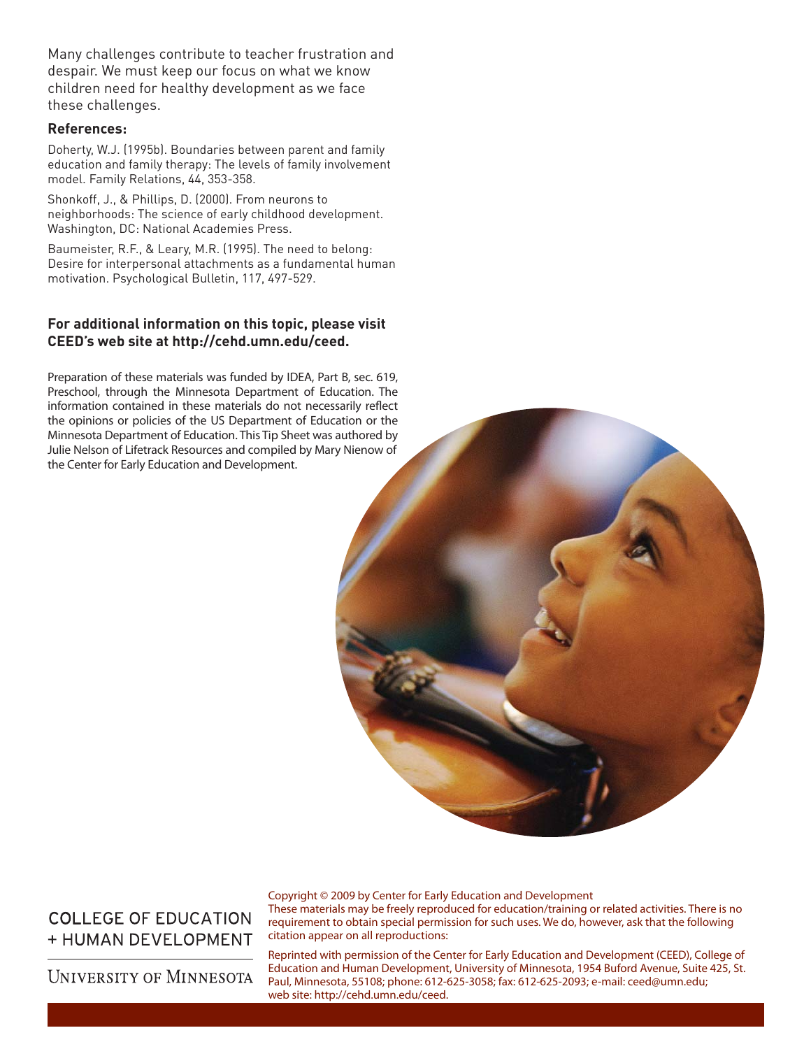Many challenges contribute to teacher frustration and despair. We must keep our focus on what we know children need for healthy development as we face these challenges.

**References:**

Doherty, W.J. (1995b). Boundaries between parent and family education and family therapy: The levels of family involvement model. Family Relations, 44, 353-358.

Shonkoff, J., & Phillips, D. (2000). From neurons to neighborhoods: The science of early childhood development. Washington, DC: National Academies Press.

Baumeister, R.F., & Leary, M.R. (1995). The need to belong: Desire for interpersonal attachments as a fundamental human motivation. Psychological Bulletin, 117, 497-529.

**For additional information on this topic, please visit CEED's web site at http://cehd.umn.edu/ceed.**

Preparation of these materials was funded by IDEA, Part B, sec. 619, Preschool, through the Minnesota Department of Education. The information contained in these materials do not necessarily reflect the opinions or policies of the US Department of Education or the Minnesota Department of Education. This Tip Sheet was authored by Julie Nelson of Lifetrack Resources and compiled by Mary Nienow of the Center for Early Education and Development.

COLLEGE OF EDUCATION + HUMAN DEVELOPMENT

UNIVERSITY OF MINNESOTA

Copyright © 2009 by Center for Early Education and Development
These materials may be freely reproduced for education/training or related activities. There is no requirement to obtain special permission for such uses. We do, however, ask that the following citation appear on all reproductions:

Reprinted with permission of the Center for Early Education and Development (CEED), College of Education and Human Development, University of Minnesota, 1954 Buford Avenue, Suite 425, St. Paul, Minnesota, 55108; phone: 612-625-3058; fax: 612-625-2093; e-mail: ceed@umn.edu; web site: http://cehd.umn.edu/ceed.